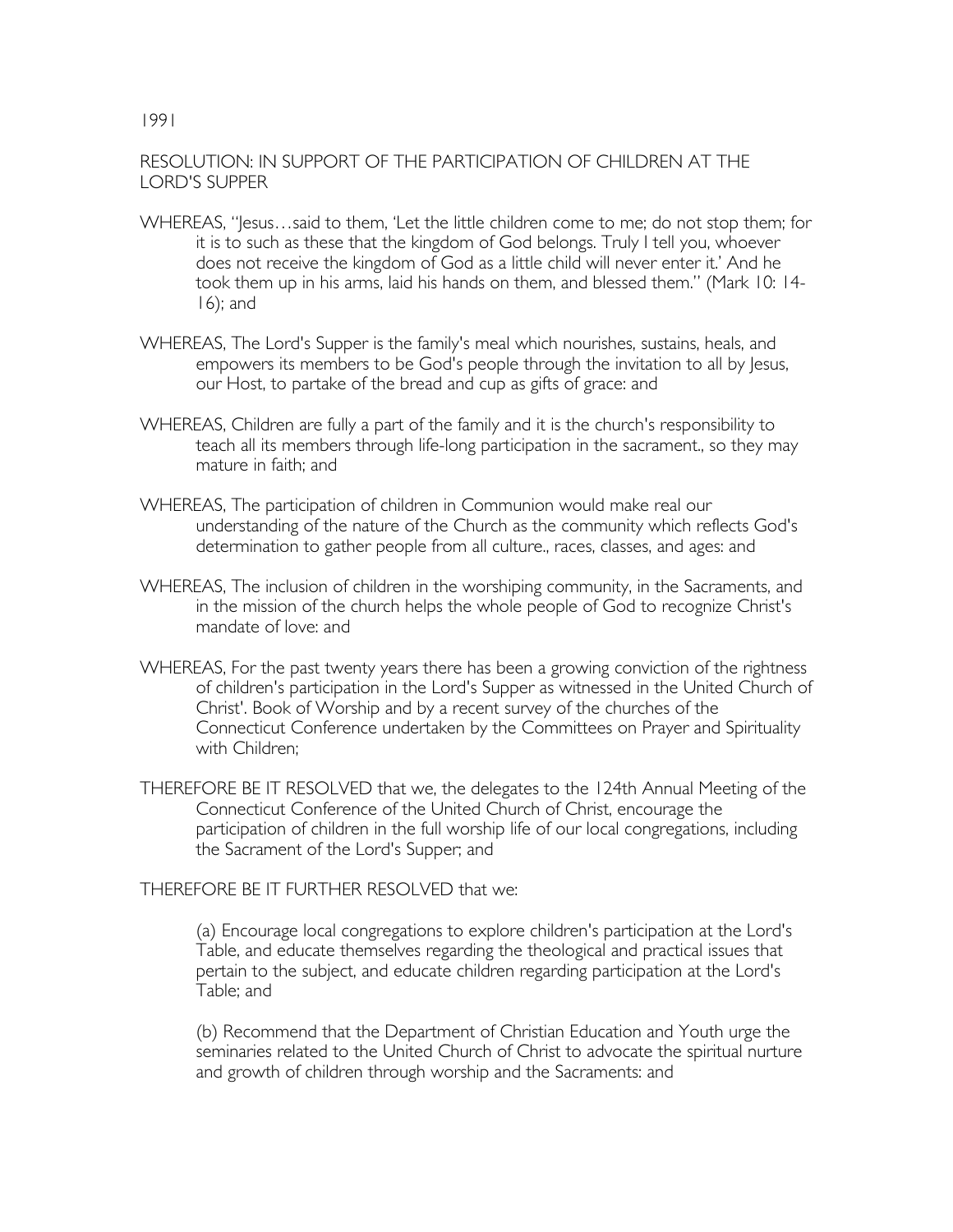1991

# RESOLUTION: IN SUPPORT OF THE PARTICIPATION OF CHILDREN AT THE LORD'S SUPPER

WHEREAS, "Jesus…said to them, 'Let the little children come to me; do not stop them; for it is to such as these that the kingdom of God belongs. Truly I tell you, whoever does not receive the kingdom of God as a little child will never enter it.' And he took them up in his arms, laid his hands on them, and blessed them." (Mark 10: 14-16); and

WHEREAS, The Lord's Supper is the family's meal which nourishes, sustains, heals, and empowers its members to be God's people through the invitation to all by Jesus, our Host, to partake of the bread and cup as gifts of grace: and

WHEREAS, Children are fully a part of the family and it is the church's responsibility to teach all its members through life-long participation in the sacrament., so they may mature in faith; and

WHEREAS, The participation of children in Communion would make real our understanding of the nature of the Church as the community which reflects God's determination to gather people from all culture., races, classes, and ages: and

WHEREAS, The inclusion of children in the worshiping community, in the Sacraments, and in the mission of the church helps the whole people of God to recognize Christ's mandate of love: and

WHEREAS, For the past twenty years there has been a growing conviction of the rightness of children's participation in the Lord's Supper as witnessed in the United Church of Christ'. Book of Worship and by a recent survey of the churches of the Connecticut Conference undertaken by the Committees on Prayer and Spirituality with Children;

THEREFORE BE IT RESOLVED that we, the delegates to the 124th Annual Meeting of the Connecticut Conference of the United Church of Christ, encourage the participation of children in the full worship life of our local congregations, including the Sacrament of the Lord's Supper; and

THEREFORE BE IT FURTHER RESOLVED that we:

(a) Encourage local congregations to explore children's participation at the Lord's Table, and educate themselves regarding the theological and practical issues that pertain to the subject, and educate children regarding participation at the Lord's Table; and

(b) Recommend that the Department of Christian Education and Youth urge the seminaries related to the United Church of Christ to advocate the spiritual nurture and growth of children through worship and the Sacraments: and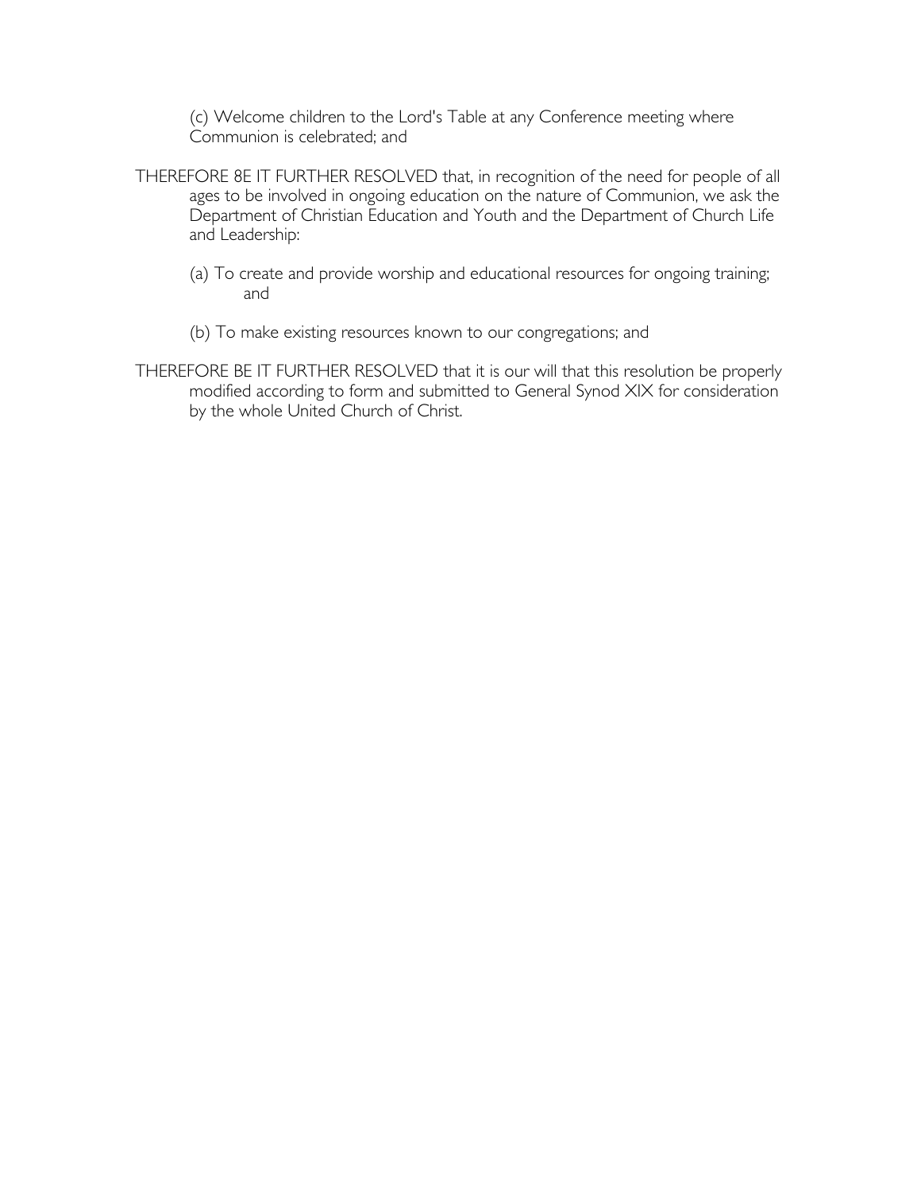(c) Welcome children to the Lord's Table at any Conference meeting where Communion is celebrated; and

THEREFORE 8E IT FURTHER RESOLVED that, in recognition of the need for people of all ages to be involved in ongoing education on the nature of Communion, we ask the Department of Christian Education and Youth and the Department of Church Life and Leadership:

(a) To create and provide worship and educational resources for ongoing training; and

(b) To make existing resources known to our congregations; and

THEREFORE BE IT FURTHER RESOLVED that it is our will that this resolution be properly modified according to form and submitted to General Synod XIX for consideration by the whole United Church of Christ.